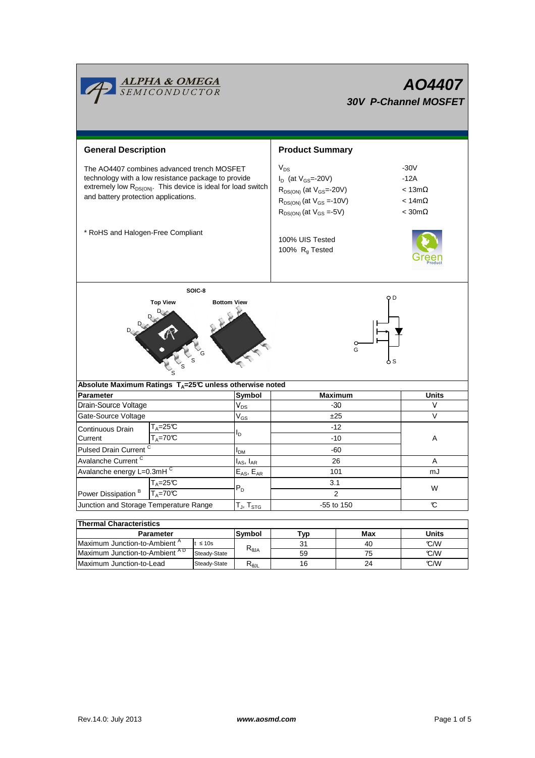# AO4407

## 30V P-Channel MOSFET

## General Description

The AO4407 combines advanced trench MOSFET technology with a low resistance package to provide extremely low $R_{DS(ON)}$. This device is ideal for load switch and battery protection applications.

* RoHS and Halogen-Free Compliant

## Product Summary

| | |
|---|---|
| $V_{DS}$ | -30V |
| $I_D$ (at $V_{GS}$=-20V) | -12A |
| $R_{DS(ON)}$ (at $V_{GS}$=-20V) | < 13mΩ |
| $R_{DS(ON)}$ (at $V_{GS}$ =-10V) | < 14mΩ |
| $R_{DS(ON)}$ (at $V_{GS}$ =-5V) | < 30mΩ |

100% UIS Tested
100% $R_g$ Tested

SOIC-8

Top View — Bottom View

D D D D G S S S

D, G, S

### Absolute Maximum Ratings $T_A$=25°C unless otherwise noted

| Parameter | | Symbol | Maximum | Units |
|---|---|---|---|---|
| Drain-Source Voltage | | $V_{DS}$ | -30 | V |
| Gate-Source Voltage | | $V_{GS}$ | ±25 | V |
| Continuous Drain Current | $T_A$=25°C | $I_D$ | -12 | A |
| | $T_A$=70°C | | -10 | |
| Pulsed Drain Current [C] | | $I_{DM}$ | -60 | |
| Avalanche Current [C] | | $I_{AS}$, $I_{AR}$ | 26 | A |
| Avalanche energy L=0.3mH [C] | | $E_{AS}$, $E_{AR}$ | 101 | mJ |
| Power Dissipation [B] | $T_A$=25°C | $P_D$ | 3.1 | W |
| | $T_A$=70°C | | 2 | |
| Junction and Storage Temperature Range | | $T_J$, $T_{STG}$ | -55 to 150 | °C |

### Thermal Characteristics

| Parameter | | Symbol | Typ | Max | Units |
|---|---|---|---|---|---|
| Maximum Junction-to-Ambient [A] | t ≤ 10s | $R_{\theta JA}$ | 31 | 40 | °C/W |
| Maximum Junction-to-Ambient [A D] | Steady-State | | 59 | 75 | °C/W |
| Maximum Junction-to-Lead | Steady-State | $R_{\theta JL}$ | 16 | 24 | °C/W |

Rev.14.0: July 2013 www.aosmd.com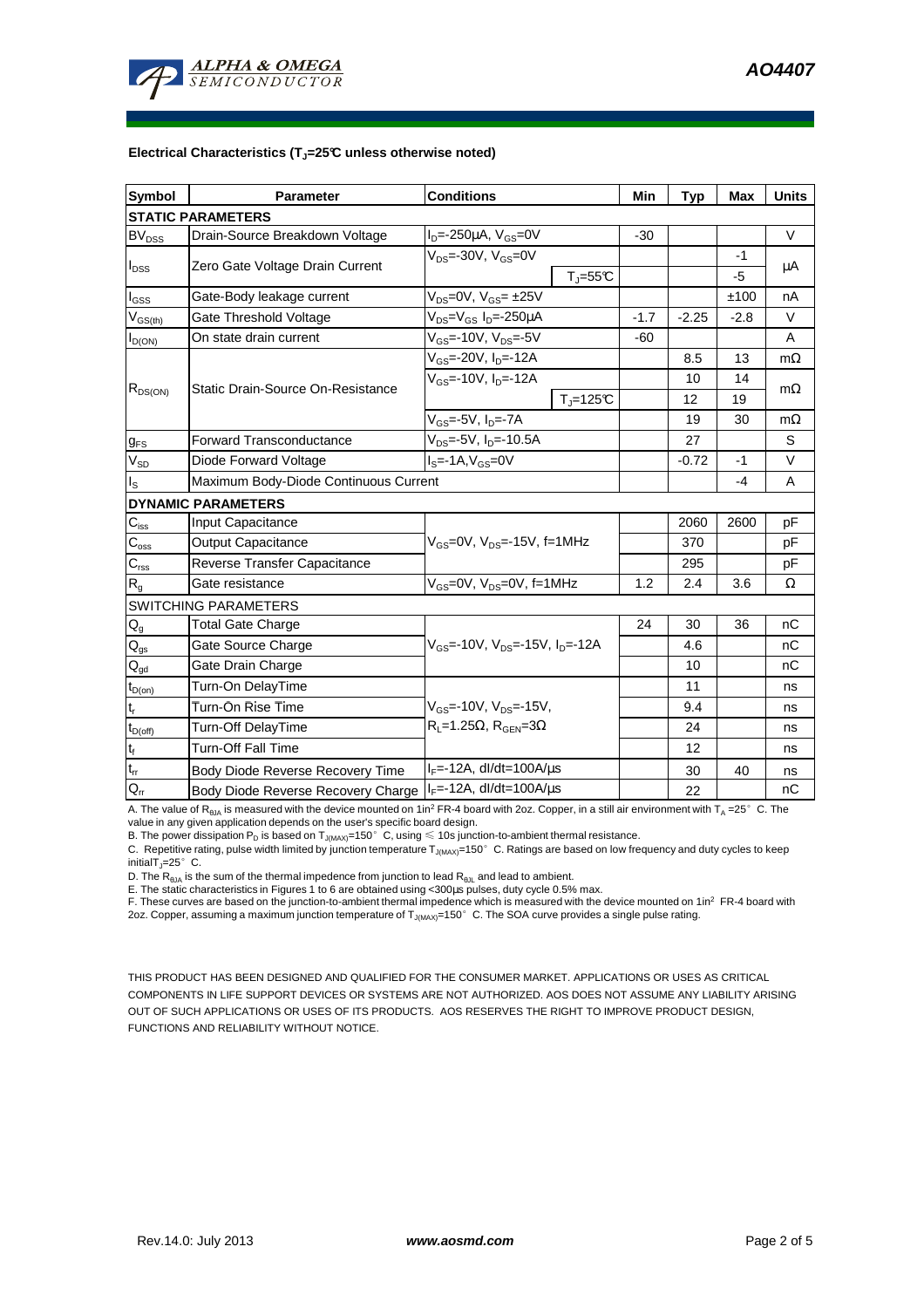### Electrical Characteristics ($T_J$=25°C unless otherwise noted)

| Symbol | Parameter | Conditions | | Min | Typ | Max | Units |
|---|---|---|---|---|---|---|---|
| **STATIC PARAMETERS** | | | | | | | |
| $BV_{DSS}$ | Drain-Source Breakdown Voltage | $I_D$=-250µA, $V_{GS}$=0V | | -30 | | | V |
| $I_{DSS}$ | Zero Gate Voltage Drain Current | $V_{DS}$=-30V, $V_{GS}$=0V | | | | -1 | µA |
| | | | $T_J$=55°C | | | -5 | |
| $I_{GSS}$ | Gate-Body leakage current | $V_{DS}$=0V, $V_{GS}$= ±25V | | | | ±100 | nA |
| $V_{GS(th)}$ | Gate Threshold Voltage | $V_{DS}$=$V_{GS}$ $I_D$=-250µA | | -1.7 | -2.25 | -2.8 | V |
| $I_{D(ON)}$ | On state drain current | $V_{GS}$=-10V, $V_{DS}$=-5V | | -60 | | | A |
| $R_{DS(ON)}$ | Static Drain-Source On-Resistance | $V_{GS}$=-20V, $I_D$=-12A | | | 8.5 | 13 | mΩ |
| | | $V_{GS}$=-10V, $I_D$=-12A | | | 10 | 14 | mΩ |
| | | | $T_J$=125°C | | 12 | 19 | |
| | | $V_{GS}$=-5V, $I_D$=-7A | | | 19 | 30 | mΩ |
| $g_{FS}$ | Forward Transconductance | $V_{DS}$=-5V, $I_D$=-10.5A | | | 27 | | S |
| $V_{SD}$ | Diode Forward Voltage | $I_S$=-1A,$V_{GS}$=0V | | | -0.72 | -1 | V |
| $I_S$ | Maximum Body-Diode Continuous Current | | | | | -4 | A |
| **DYNAMIC PARAMETERS** | | | | | | | |
| $C_{iss}$ | Input Capacitance | $V_{GS}$=0V, $V_{DS}$=-15V, f=1MHz | | | 2060 | 2600 | pF |
| $C_{oss}$ | Output Capacitance | | | | 370 | | pF |
| $C_{rss}$ | Reverse Transfer Capacitance | | | | 295 | | pF |
| $R_g$ | Gate resistance | $V_{GS}$=0V, $V_{DS}$=0V, f=1MHz | | 1.2 | 2.4 | 3.6 | Ω |
| SWITCHING PARAMETERS | | | | | | | |
| $Q_g$ | Total Gate Charge | $V_{GS}$=-10V, $V_{DS}$=-15V, $I_D$=-12A | | 24 | 30 | 36 | nC |
| $Q_{gs}$ | Gate Source Charge | | | | 4.6 | | nC |
| $Q_{gd}$ | Gate Drain Charge | | | | 10 | | nC |
| $t_{D(on)}$ | Turn-On DelayTime | $V_{GS}$=-10V, $V_{DS}$=-15V, $R_L$=1.25Ω, $R_{GEN}$=3Ω | | | 11 | | ns |
| $t_r$ | Turn-On Rise Time | | | | 9.4 | | ns |
| $t_{D(off)}$ | Turn-Off DelayTime | | | | 24 | | ns |
| $t_f$ | Turn-Off Fall Time | | | | 12 | | ns |
| $t_{rr}$ | Body Diode Reverse Recovery Time | $I_F$=-12A, dI/dt=100A/µs | | | 30 | 40 | ns |
| $Q_{rr}$ | Body Diode Reverse Recovery Charge | $I_F$=-12A, dI/dt=100A/µs | | | 22 | | nC |

A. The value of $R_{\theta JA}$ is measured with the device mounted on 1in² FR-4 board with 2oz. Copper, in a still air environment with $T_A$ =25° C. The value in any given application depends on the user's specific board design.

B. The power dissipation $P_D$ is based on $T_{J(MAX)}$=150° C, using ≤ 10s junction-to-ambient thermal resistance.

C. Repetitive rating, pulse width limited by junction temperature $T_{J(MAX)}$=150° C. Ratings are based on low frequency and duty cycles to keep initial$T_J$=25° C.

D. The $R_{\theta JA}$ is the sum of the thermal impedence from junction to lead $R_{\theta JL}$ and lead to ambient.

E. The static characteristics in Figures 1 to 6 are obtained using <300µs pulses, duty cycle 0.5% max.

F. These curves are based on the junction-to-ambient thermal impedence which is measured with the device mounted on 1in² FR-4 board with 2oz. Copper, assuming a maximum junction temperature of $T_{J(MAX)}$=150° C. The SOA curve provides a single pulse rating.

THIS PRODUCT HAS BEEN DESIGNED AND QUALIFIED FOR THE CONSUMER MARKET. APPLICATIONS OR USES AS CRITICAL COMPONENTS IN LIFE SUPPORT DEVICES OR SYSTEMS ARE NOT AUTHORIZED. AOS DOES NOT ASSUME ANY LIABILITY ARISING OUT OF SUCH APPLICATIONS OR USES OF ITS PRODUCTS. AOS RESERVES THE RIGHT TO IMPROVE PRODUCT DESIGN, FUNCTIONS AND RELIABILITY WITHOUT NOTICE.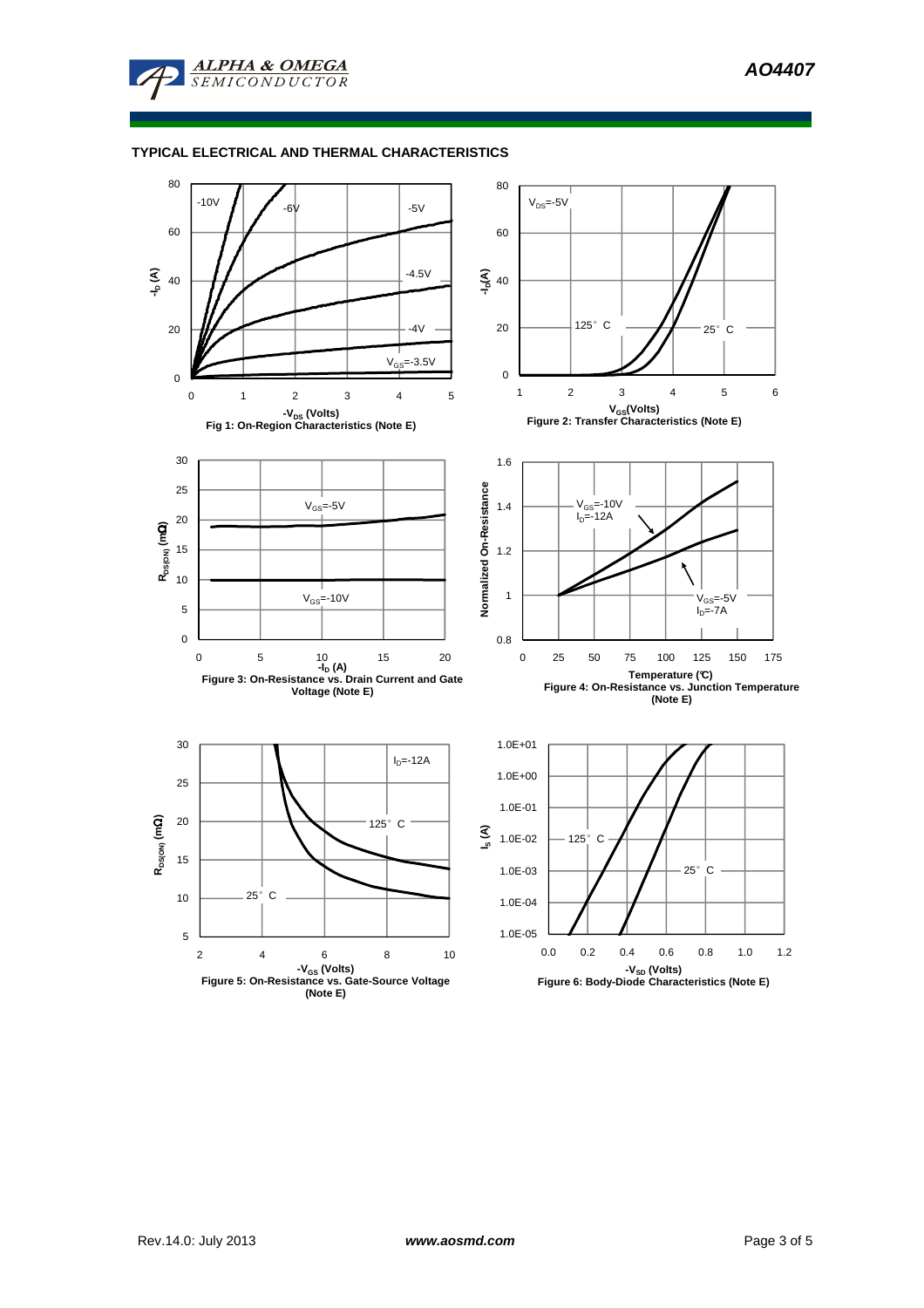### TYPICAL ELECTRICAL AND THERMAL CHARACTERISTICS

Fig 1: On-Region Characteristics (Note E)

Figure 2: Transfer Characteristics (Note E)

Figure 3: On-Resistance vs. Drain Current and Gate Voltage (Note E)

Figure 4: On-Resistance vs. Junction Temperature (Note E)

Figure 5: On-Resistance vs. Gate-Source Voltage (Note E)

Figure 6: Body-Diode Characteristics (Note E)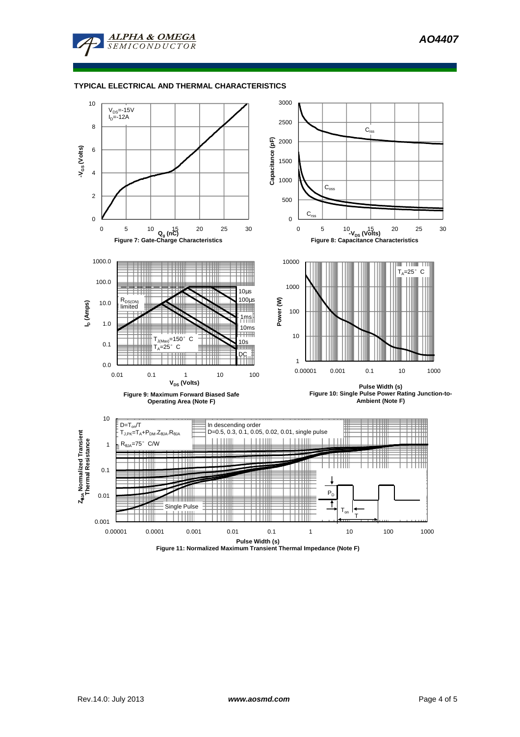## TYPICAL ELECTRICAL AND THERMAL CHARACTERISTICS

$V_{DS}$=-15V
$I_D$=-12A

$-V_{GS}$ (Volts)

$Q_g$ (nC)

Figure 7: Gate-Charge Characteristics

$C_{iss}$

$C_{oss}$

$C_{rss}$

Capacitance (pF)

$-V_{DS}$ (Volts)

Figure 8: Capacitance Characteristics

$R_{DS(ON)}$ limited

10µs
100µs
1ms
10ms
10s
DC

$T_{J(Max)}$=150° C
$T_A$=25° C

$I_D$ (Amps)

$V_{DS}$ (Volts)

Figure 9: Maximum Forward Biased Safe Operating Area (Note F)

$T_A$=25° C

Power (W)

Pulse Width (s)

Figure 10: Single Pulse Power Rating Junction-to-Ambient (Note F)

$D=T_{on}/T$
$T_{J,PK}=T_A+P_{DM}.Z_{\theta JA}.R_{\theta JA}$
$R_{\theta JA}$=75° C/W

In descending order
D=0.5, 0.3, 0.1, 0.05, 0.02, 0.01, single pulse

Single Pulse

$P_D$

$T_{on}$

T

$Z_{\theta JA}$ Normalized Transient Thermal Resistance

Pulse Width (s)

Figure 11: Normalized Maximum Transient Thermal Impedance (Note F)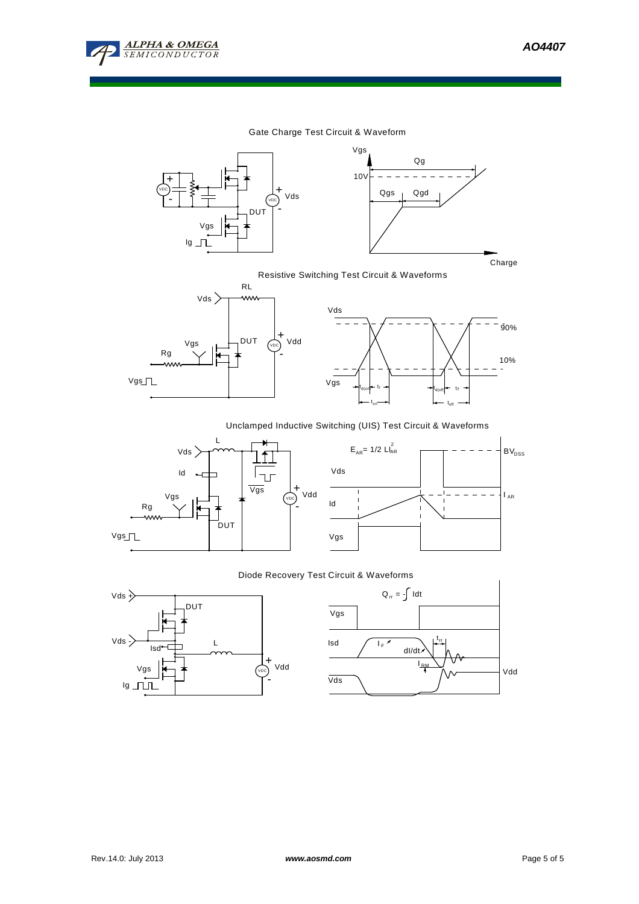## Gate Charge Test Circuit & Waveform

VDC
+
-
DUT
+
VDC
Vds
-
Vgs
Ig

Vgs
Qg
10V
Qgs
Qgd
Charge

## Resistive Switching Test Circuit & Waveforms

RL
Vds
Vgs
DUT
+
VDC
Vdd
-
Rg
Vgs

Vds
90%
10%
Vgs
$t_{d(on)}$ $t_r$
$t_{on}$
$t_{d(off)}$ $t_f$
$t_{off}$

## Unclamped Inductive Switching (UIS) Test Circuit & Waveforms

L
Vds
Id
Vgs
+
VDC
Vdd
-
Vgs
Rg
DUT
Vgs

$E_{AR} = 1/2\ LI_{AR}^2$
$BV_{DSS}$
Vds
$I_{AR}$
Id
Vgs

## Diode Recovery Test Circuit & Waveforms

Vds +
DUT
Vds -
Isd
L
+
VDC
Vdd
-
Vgs
Ig

$Q_{rr} = -\int Idt$
Vgs
Isd
$I_F$
dI/dt
$t_{rr}$
$I_{RM}$
Vds
Vdd